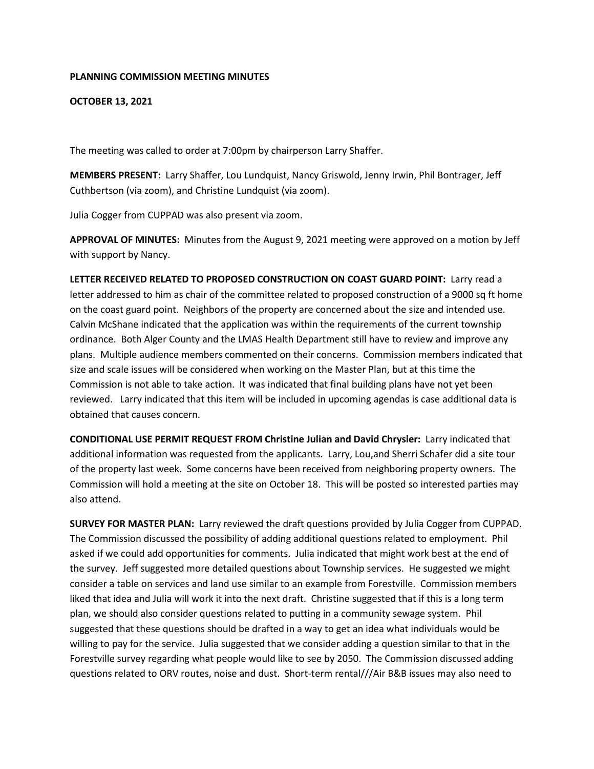**PLANNING COMMISSION MEETING MINUTES**

**OCTOBER 13, 2021**

The meeting was called to order at 7:00pm by chairperson Larry Shaffer.

**MEMBERS PRESENT:** Larry Shaffer, Lou Lundquist, Nancy Griswold, Jenny Irwin, Phil Bontrager, Jeff Cuthbertson (via zoom), and Christine Lundquist (via zoom).

Julia Cogger from CUPPAD was also present via zoom.

**APPROVAL OF MINUTES:** Minutes from the August 9, 2021 meeting were approved on a motion by Jeff with support by Nancy.

**LETTER RECEIVED RELATED TO PROPOSED CONSTRUCTION ON COAST GUARD POINT:** Larry read a letter addressed to him as chair of the committee related to proposed construction of a 9000 sq ft home on the coast guard point. Neighbors of the property are concerned about the size and intended use. Calvin McShane indicated that the application was within the requirements of the current township ordinance. Both Alger County and the LMAS Health Department still have to review and improve any plans. Multiple audience members commented on their concerns. Commission members indicated that size and scale issues will be considered when working on the Master Plan, but at this time the Commission is not able to take action. It was indicated that final building plans have not yet been reviewed. Larry indicated that this item will be included in upcoming agendas is case additional data is obtained that causes concern.

**CONDITIONAL USE PERMIT REQUEST FROM Christine Julian and David Chrysler:** Larry indicated that additional information was requested from the applicants. Larry, Lou,and Sherri Schafer did a site tour of the property last week. Some concerns have been received from neighboring property owners. The Commission will hold a meeting at the site on October 18. This will be posted so interested parties may also attend.

**SURVEY FOR MASTER PLAN:** Larry reviewed the draft questions provided by Julia Cogger from CUPPAD. The Commission discussed the possibility of adding additional questions related to employment. Phil asked if we could add opportunities for comments. Julia indicated that might work best at the end of the survey. Jeff suggested more detailed questions about Township services. He suggested we might consider a table on services and land use similar to an example from Forestville. Commission members liked that idea and Julia will work it into the next draft. Christine suggested that if this is a long term plan, we should also consider questions related to putting in a community sewage system. Phil suggested that these questions should be drafted in a way to get an idea what individuals would be willing to pay for the service. Julia suggested that we consider adding a question similar to that in the Forestville survey regarding what people would like to see by 2050. The Commission discussed adding questions related to ORV routes, noise and dust. Short-term rental///Air B&B issues may also need to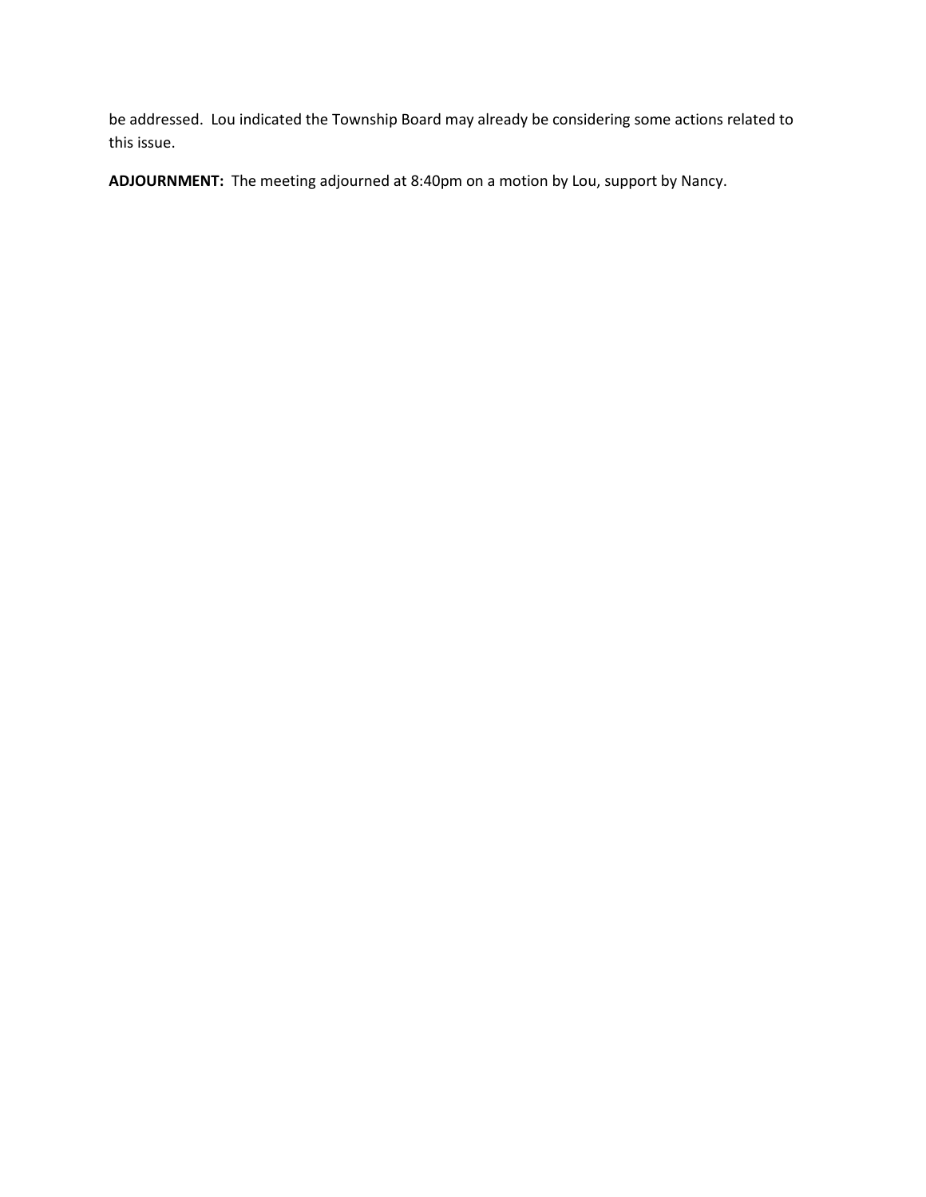be addressed. Lou indicated the Township Board may already be considering some actions related to this issue.

**ADJOURNMENT:** The meeting adjourned at 8:40pm on a motion by Lou, support by Nancy.